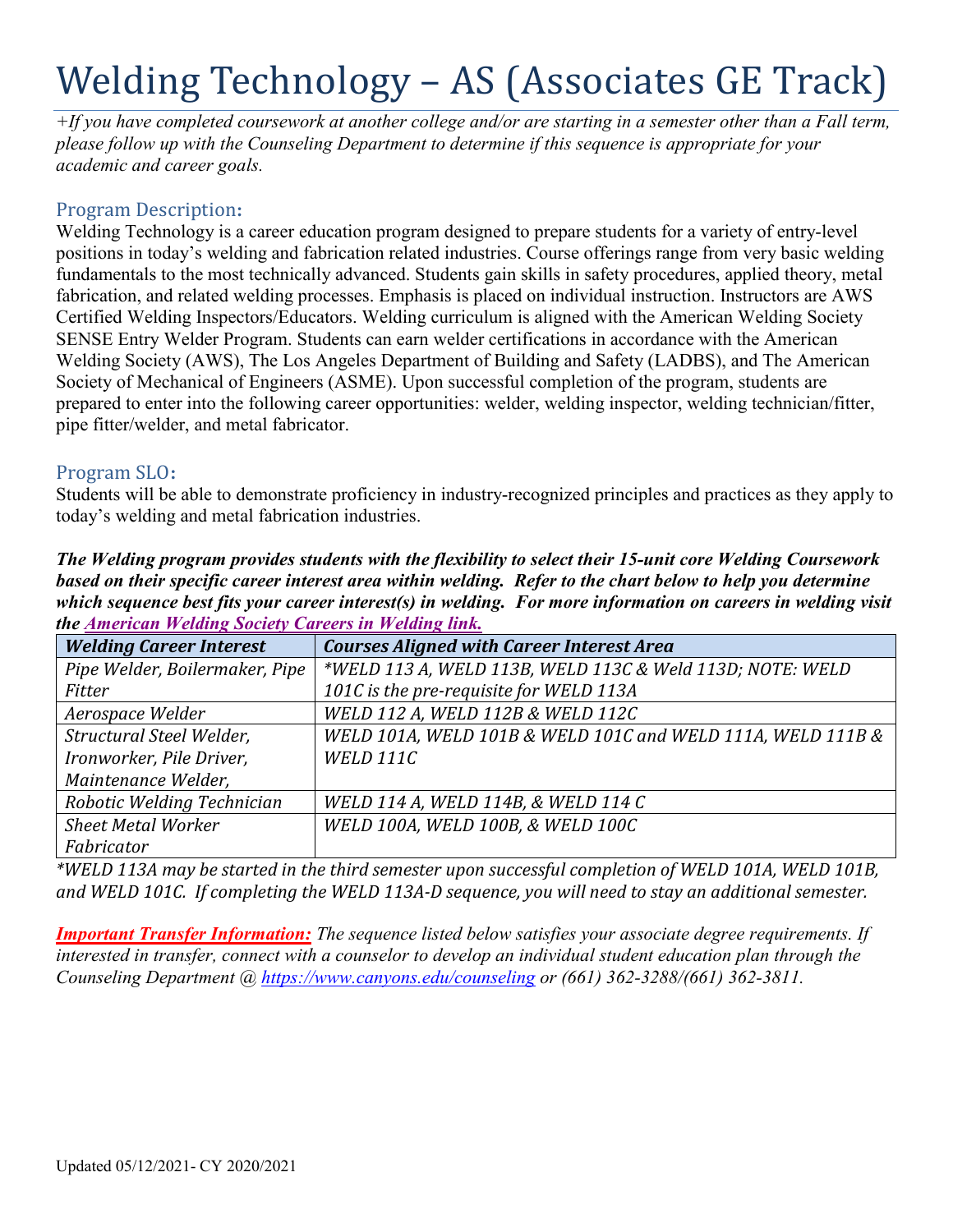# Welding Technology – AS (Associates GE Track)

*+If you have completed coursework at another college and/or are starting in a semester other than a Fall term, please follow up with the Counseling Department to determine if this sequence is appropriate for your academic and career goals.*

## Program Description:

Welding Technology is a career education program designed to prepare students for a variety of entry-level positions in today's welding and fabrication related industries. Course offerings range from very basic welding fundamentals to the most technically advanced. Students gain skills in safety procedures, applied theory, metal fabrication, and related welding processes. Emphasis is placed on individual instruction. Instructors are AWS Certified Welding Inspectors/Educators. Welding curriculum is aligned with the American Welding Society SENSE Entry Welder Program. Students can earn welder certifications in accordance with the American Welding Society (AWS), The Los Angeles Department of Building and Safety (LADBS), and The American Society of Mechanical of Engineers (ASME). Upon successful completion of the program, students are prepared to enter into the following career opportunities: welder, welding inspector, welding technician/fitter, pipe fitter/welder, and metal fabricator.

## Program SLO:

Students will be able to demonstrate proficiency in industry-recognized principles and practices as they apply to today's welding and metal fabrication industries.

***The Welding program provides students with the flexibility to select their 15-unit core Welding Coursework based on their specific career interest area within welding. Refer to the chart below to help you determine which sequence best fits your career interest(s) in welding. For more information on careers in welding visit the American Welding Society Careers in Welding link.***

| *Welding Career Interest* | *Courses Aligned with Career Interest Area* |
|---|---|
| *Pipe Welder, Boilermaker, Pipe Fitter* | *\*WELD 113 A, WELD 113B, WELD 113C & Weld 113D; NOTE: WELD 101C is the pre-requisite for WELD 113A* |
| *Aerospace Welder* | *WELD 112 A, WELD 112B & WELD 112C* |
| *Structural Steel Welder, Ironworker, Pile Driver, Maintenance Welder,* | *WELD 101A, WELD 101B & WELD 101C and WELD 111A, WELD 111B & WELD 111C* |
| *Robotic Welding Technician* | *WELD 114 A, WELD 114B, & WELD 114 C* |
| *Sheet Metal Worker Fabricator* | *WELD 100A, WELD 100B, & WELD 100C* |

*\*WELD 113A may be started in the third semester upon successful completion of WELD 101A, WELD 101B, and WELD 101C. If completing the WELD 113A-D sequence, you will need to stay an additional semester.*

***Important Transfer Information:*** *The sequence listed below satisfies your associate degree requirements. If interested in transfer, connect with a counselor to develop an individual student education plan through the Counseling Department @ https://www.canyons.edu/counseling or (661) 362-3288/(661) 362-3811.*

Updated 05/12/2021- CY 2020/2021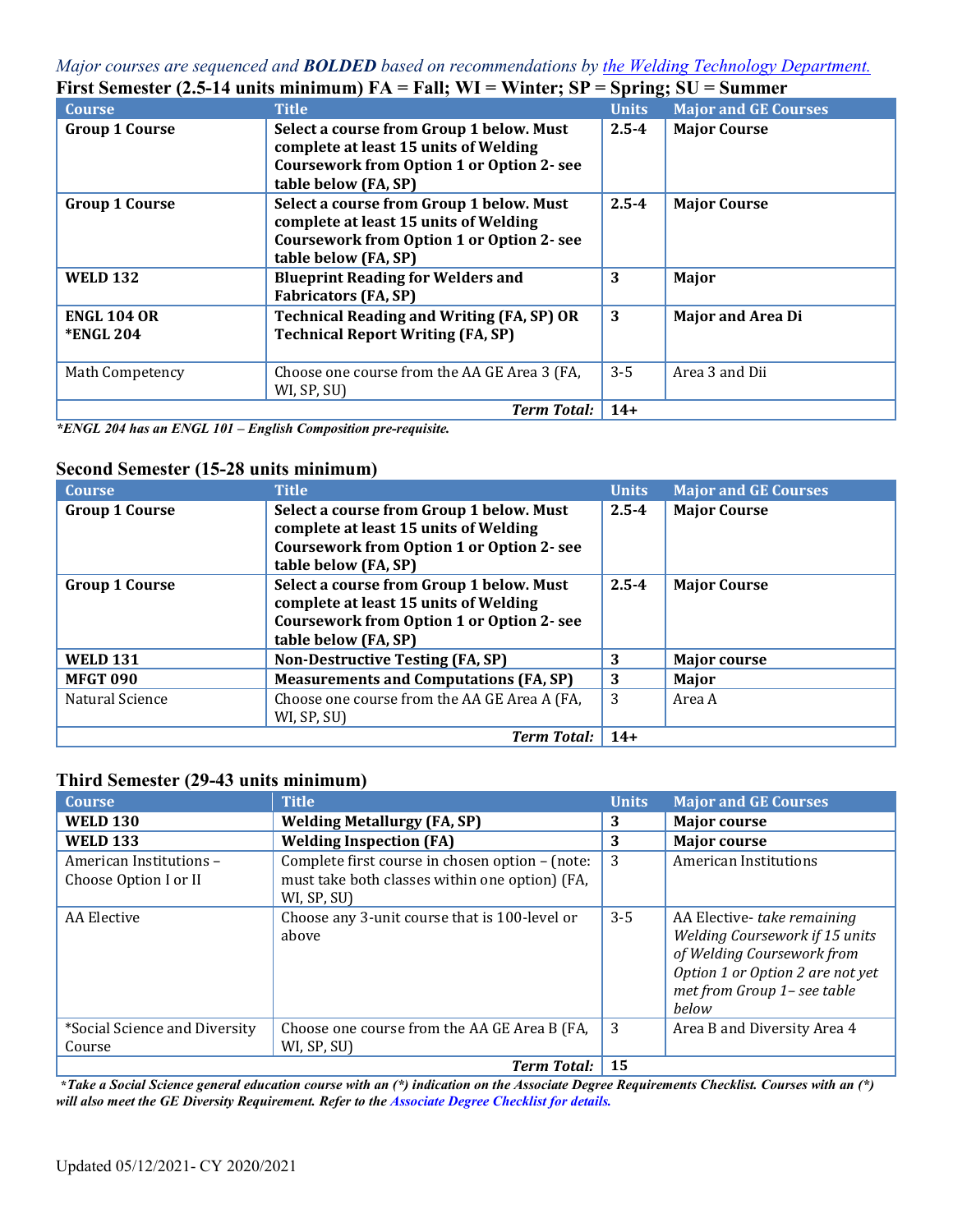*Major courses are sequenced and **BOLDED** based on recommendations by [the Welding Technology Department.](#)*

### First Semester (2.5-14 units minimum) FA = Fall; WI = Winter; SP = Spring; SU = Summer

| Course | Title | Units | Major and GE Courses |
|---|---|---|---|
| **Group 1 Course** | **Select a course from Group 1 below. Must complete at least 15 units of Welding Coursework from Option 1 or Option 2- see table below (FA, SP)** | **2.5-4** | **Major Course** |
| **Group 1 Course** | **Select a course from Group 1 below. Must complete at least 15 units of Welding Coursework from Option 1 or Option 2- see table below (FA, SP)** | **2.5-4** | **Major Course** |
| **WELD 132** | **Blueprint Reading for Welders and Fabricators (FA, SP)** | **3** | **Major** |
| **ENGL 104 OR *ENGL 204** | **Technical Reading and Writing (FA, SP) OR Technical Report Writing (FA, SP)** | **3** | **Major and Area Di** |
| Math Competency | Choose one course from the AA GE Area 3 (FA, WI, SP, SU) | 3-5 | Area 3 and Dii |
| | ***Term Total:*** | **14+** | |

****ENGL 204 has an ENGL 101 – English Composition pre-requisite.***

### Second Semester (15-28 units minimum)

| Course | Title | Units | Major and GE Courses |
|---|---|---|---|
| **Group 1 Course** | **Select a course from Group 1 below. Must complete at least 15 units of Welding Coursework from Option 1 or Option 2- see table below (FA, SP)** | **2.5-4** | **Major Course** |
| **Group 1 Course** | **Select a course from Group 1 below. Must complete at least 15 units of Welding Coursework from Option 1 or Option 2- see table below (FA, SP)** | **2.5-4** | **Major Course** |
| **WELD 131** | **Non-Destructive Testing (FA, SP)** | **3** | **Major course** |
| **MFGT 090** | **Measurements and Computations (FA, SP)** | **3** | **Major** |
| Natural Science | Choose one course from the AA GE Area A (FA, WI, SP, SU) | 3 | Area A |
| | ***Term Total:*** | **14+** | |

### Third Semester (29-43 units minimum)

| Course | Title | Units | Major and GE Courses |
|---|---|---|---|
| **WELD 130** | **Welding Metallurgy (FA, SP)** | **3** | **Major course** |
| **WELD 133** | **Welding Inspection (FA)** | **3** | **Major course** |
| American Institutions – Choose Option I or II | Complete first course in chosen option – (note: must take both classes within one option) (FA, WI, SP, SU) | 3 | American Institutions |
| AA Elective | Choose any 3-unit course that is 100-level or above | 3-5 | AA Elective- *take remaining Welding Coursework if 15 units of Welding Coursework from Option 1 or Option 2 are not yet met from Group 1– see table below* |
| *Social Science and Diversity Course | Choose one course from the AA GE Area B (FA, WI, SP, SU) | 3 | Area B and Diversity Area 4 |
| | ***Term Total:*** | **15** | |

****Take a Social Science general education course with an (*) indication on the Associate Degree Requirements Checklist. Courses with an (*) will also meet the GE Diversity Requirement. Refer to the [Associate Degree Checklist for details.](#)***

Updated 05/12/2021- CY 2020/2021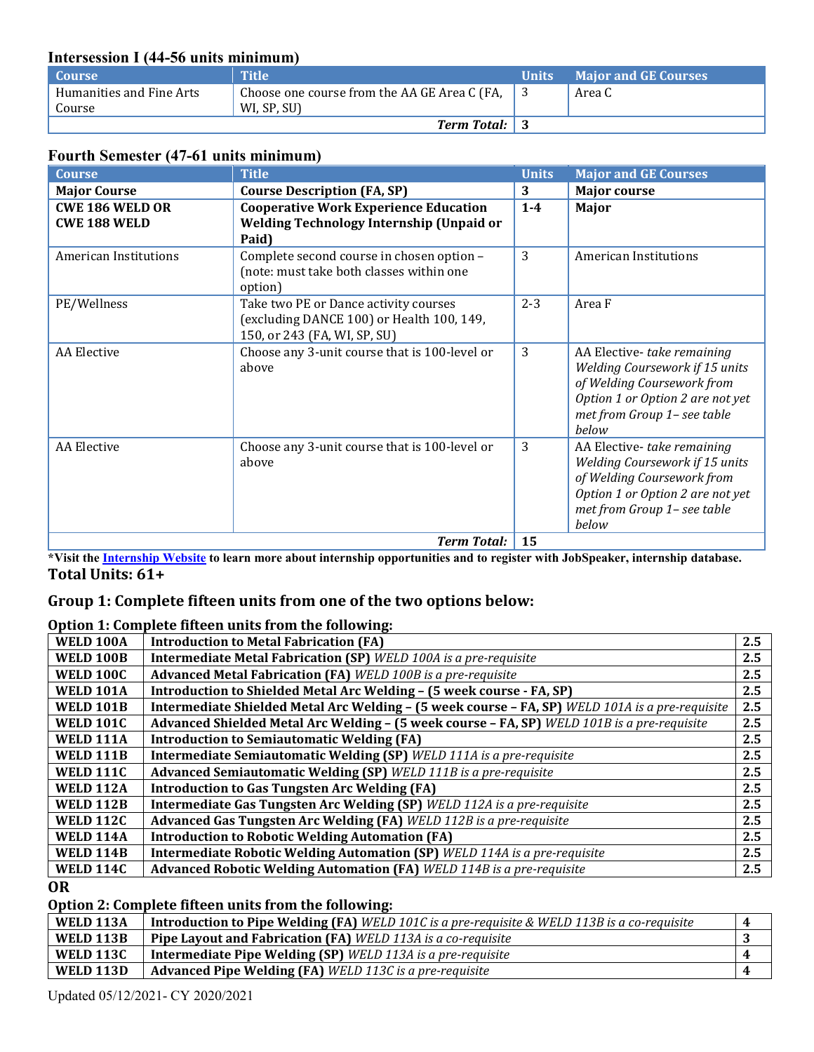### Intersession I (44-56 units minimum)

| Course | Title | Units | Major and GE Courses |
|---|---|---|---|
| Humanities and Fine Arts Course | Choose one course from the AA GE Area C (FA, WI, SP, SU) | 3 | Area C |
| | ***Term Total:*** | **3** | |

### Fourth Semester (47-61 units minimum)

| Course | Title | Units | Major and GE Courses |
|---|---|---|---|
| **Major Course** | **Course Description (FA, SP)** | **3** | **Major course** |
| **CWE 186 WELD OR CWE 188 WELD** | **Cooperative Work Experience Education Welding Technology Internship (Unpaid or Paid)** | **1-4** | **Major** |
| American Institutions | Complete second course in chosen option – (note: must take both classes within one option) | 3 | American Institutions |
| PE/Wellness | Take two PE or Dance activity courses (excluding DANCE 100) or Health 100, 149, 150, or 243 (FA, WI, SP, SU) | 2-3 | Area F |
| AA Elective | Choose any 3-unit course that is 100-level or above | 3 | AA Elective- *take remaining Welding Coursework if 15 units of Welding Coursework from Option 1 or Option 2 are not yet met from Group 1– see table below* |
| AA Elective | Choose any 3-unit course that is 100-level or above | 3 | AA Elective- *take remaining Welding Coursework if 15 units of Welding Coursework from Option 1 or Option 2 are not yet met from Group 1– see table below* |
| | ***Term Total:*** | **15** | |

***Visit the [Internship Website]() to learn more about internship opportunities and to register with JobSpeaker, internship database.**

**Total Units: 61+**

## Group 1: Complete fifteen units from one of the two options below:

**Option 1: Complete fifteen units from the following:**

| | | |
|---|---|---|
| **WELD 100A** | **Introduction to Metal Fabrication (FA)** | **2.5** |
| **WELD 100B** | **Intermediate Metal Fabrication (SP)** *WELD 100A is a pre-requisite* | **2.5** |
| **WELD 100C** | **Advanced Metal Fabrication (FA)** *WELD 100B is a pre-requisite* | **2.5** |
| **WELD 101A** | **Introduction to Shielded Metal Arc Welding – (5 week course - FA, SP)** | **2.5** |
| **WELD 101B** | **Intermediate Shielded Metal Arc Welding – (5 week course – FA, SP)** *WELD 101A is a pre-requisite* | **2.5** |
| **WELD 101C** | **Advanced Shielded Metal Arc Welding – (5 week course – FA, SP)** *WELD 101B is a pre-requisite* | **2.5** |
| **WELD 111A** | **Introduction to Semiautomatic Welding (FA)** | **2.5** |
| **WELD 111B** | **Intermediate Semiautomatic Welding (SP)** *WELD 111A is a pre-requisite* | **2.5** |
| **WELD 111C** | **Advanced Semiautomatic Welding (SP)** *WELD 111B is a pre-requisite* | **2.5** |
| **WELD 112A** | **Introduction to Gas Tungsten Arc Welding (FA)** | **2.5** |
| **WELD 112B** | **Intermediate Gas Tungsten Arc Welding (SP)** *WELD 112A is a pre-requisite* | **2.5** |
| **WELD 112C** | **Advanced Gas Tungsten Arc Welding (FA)** *WELD 112B is a pre-requisite* | **2.5** |
| **WELD 114A** | **Introduction to Robotic Welding Automation (FA)** | **2.5** |
| **WELD 114B** | **Intermediate Robotic Welding Automation (SP)** *WELD 114A is a pre-requisite* | **2.5** |
| **WELD 114C** | **Advanced Robotic Welding Automation (FA)** *WELD 114B is a pre-requisite* | **2.5** |

**OR**

**Option 2: Complete fifteen units from the following:**

| | | |
|---|---|---|
| **WELD 113A** | **Introduction to Pipe Welding (FA)** *WELD 101C is a pre-requisite & WELD 113B is a co-requisite* | **4** |
| **WELD 113B** | **Pipe Layout and Fabrication (FA)** *WELD 113A is a co-requisite* | **3** |
| **WELD 113C** | **Intermediate Pipe Welding (SP)** *WELD 113A is a pre-requisite* | **4** |
| **WELD 113D** | **Advanced Pipe Welding (FA)** *WELD 113C is a pre-requisite* | **4** |

Updated 05/12/2021- CY 2020/2021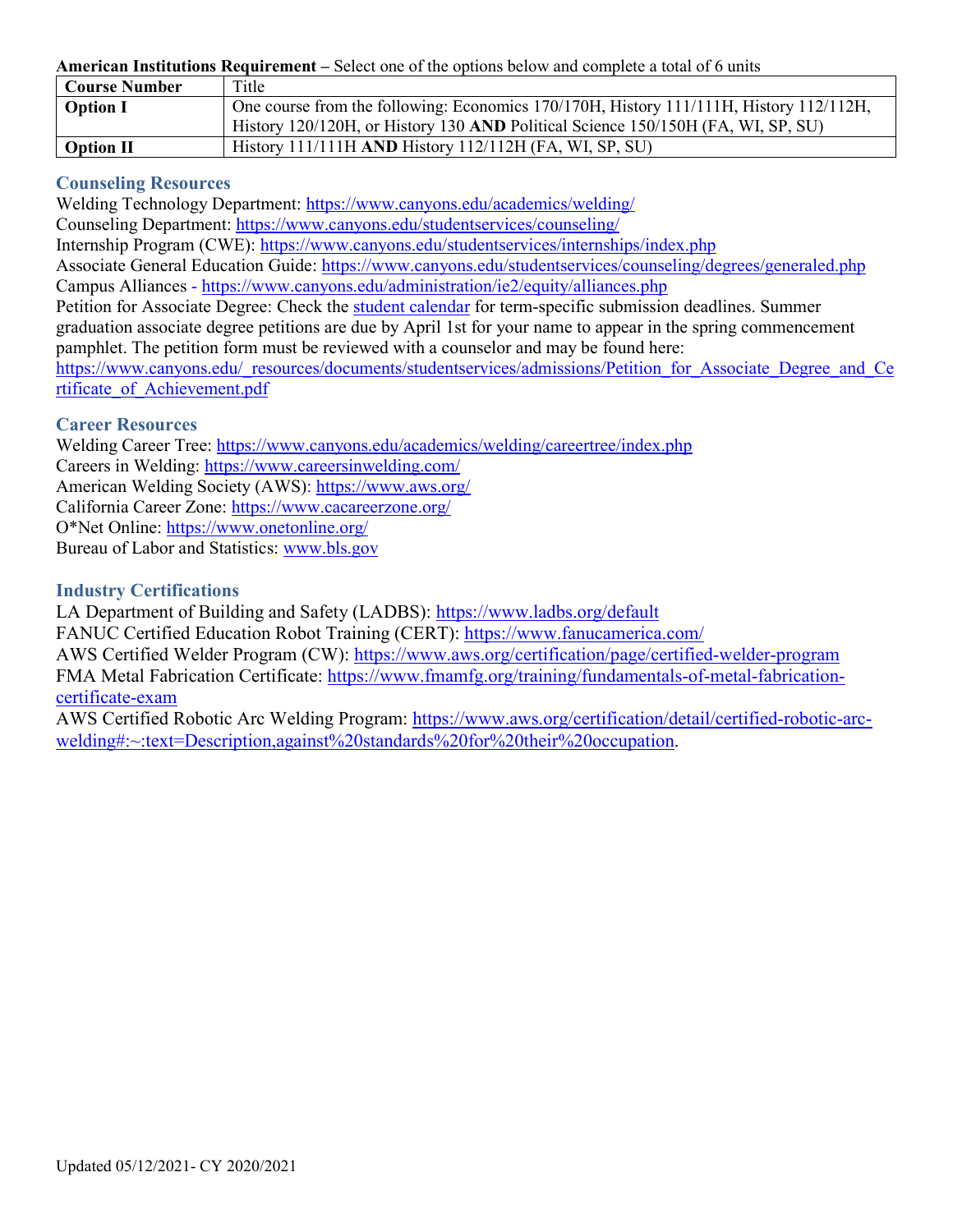**American Institutions Requirement** – Select one of the options below and complete a total of 6 units

| Course Number | Title |
|---|---|
| **Option I** | One course from the following: Economics 170/170H, History 111/111H, History 112/112H, History 120/120H, or History 130 **AND** Political Science 150/150H (FA, WI, SP, SU) |
| **Option II** | History 111/111H **AND** History 112/112H (FA, WI, SP, SU) |

## Counseling Resources

Welding Technology Department: https://www.canyons.edu/academics/welding/
Counseling Department: https://www.canyons.edu/studentservices/counseling/
Internship Program (CWE): https://www.canyons.edu/studentservices/internships/index.php
Associate General Education Guide: https://www.canyons.edu/studentservices/counseling/degrees/generaled.php
Campus Alliances - https://www.canyons.edu/administration/ie2/equity/alliances.php
Petition for Associate Degree: Check the student calendar for term-specific submission deadlines. Summer graduation associate degree petitions are due by April 1st for your name to appear in the spring commencement pamphlet. The petition form must be reviewed with a counselor and may be found here: https://www.canyons.edu/_resources/documents/studentservices/admissions/Petition_for_Associate_Degree_and_Certificate_of_Achievement.pdf

## Career Resources

Welding Career Tree: https://www.canyons.edu/academics/welding/careertree/index.php
Careers in Welding: https://www.careersinwelding.com/
American Welding Society (AWS): https://www.aws.org/
California Career Zone: https://www.cacareerzone.org/
O*Net Online: https://www.onetonline.org/
Bureau of Labor and Statistics: www.bls.gov

## Industry Certifications

LA Department of Building and Safety (LADBS): https://www.ladbs.org/default
FANUC Certified Education Robot Training (CERT): https://www.fanucamerica.com/
AWS Certified Welder Program (CW): https://www.aws.org/certification/page/certified-welder-program
FMA Metal Fabrication Certificate: https://www.fmamfg.org/training/fundamentals-of-metal-fabrication-certificate-exam
AWS Certified Robotic Arc Welding Program: https://www.aws.org/certification/detail/certified-robotic-arc-welding#:~:text=Description,against%20standards%20for%20their%20occupation.

Updated 05/12/2021- CY 2020/2021